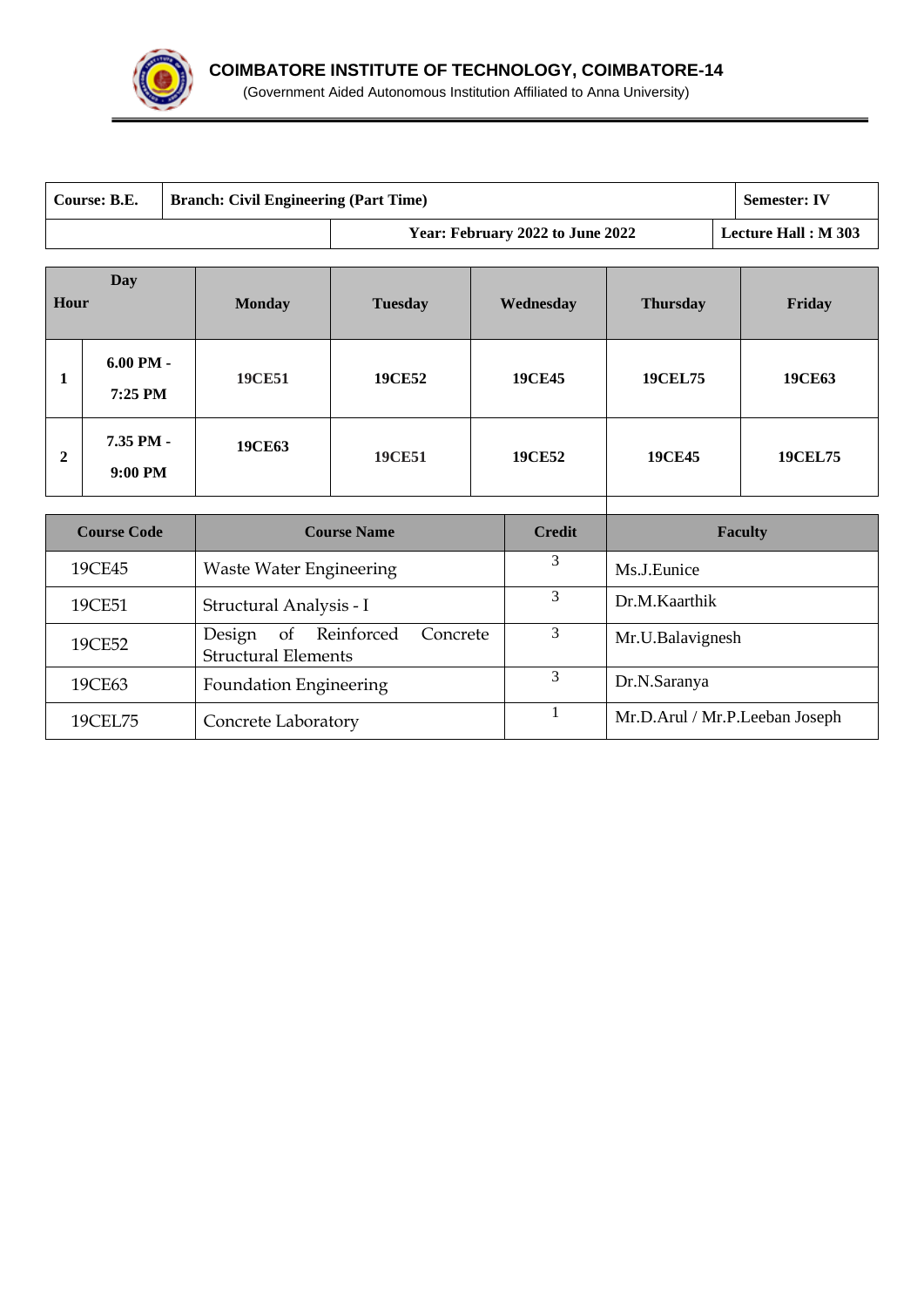# COIMBATORE INSTITUTE OF TECHNOLOGY, COIMBATORE-14

(Government Aided Autonomous Institution Affiliated to Anna University)

| Course: B.E. | Branch: Civil Engineering (Part Time) | Semester: IV |
|---|---|---|
| | Year: February 2022 to June 2022 | Lecture Hall : M 303 |

| Hour | Day | Monday | Tuesday | Wednesday | Thursday | Friday |
|---|---|---|---|---|---|---|
| 1 | 6.00 PM - 7:25 PM | 19CE51 | 19CE52 | 19CE45 | 19CEL75 | 19CE63 |
| 2 | 7.35 PM - 9:00 PM | 19CE63 | 19CE51 | 19CE52 | 19CE45 | 19CEL75 |

| Course Code | Course Name | Credit | Faculty |
|---|---|---|---|
| 19CE45 | Waste Water Engineering | 3 | Ms.J.Eunice |
| 19CE51 | Structural Analysis - I | 3 | Dr.M.Kaarthik |
| 19CE52 | Design of Reinforced Concrete Structural Elements | 3 | Mr.U.Balavignesh |
| 19CE63 | Foundation Engineering | 3 | Dr.N.Saranya |
| 19CEL75 | Concrete Laboratory | 1 | Mr.D.Arul / Mr.P.Leeban Joseph |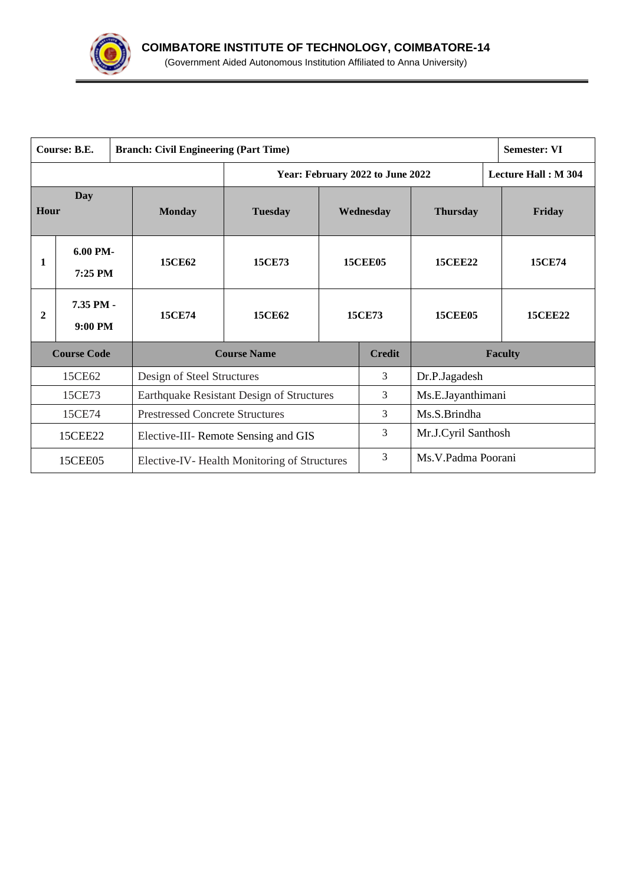**COIMBATORE INSTITUTE OF TECHNOLOGY, COIMBATORE-14**

(Government Aided Autonomous Institution Affiliated to Anna University)

| Course: B.E. | Branch: Civil Engineering (Part Time) | | | | Semester: VI |
|---|---|---|---|---|---|
| | | Year: February 2022 to June 2022 | | | Lecture Hall : M 304 |

| Hour | Day | Monday | Tuesday | Wednesday | Thursday | Friday |
|---|---|---|---|---|---|---|
| 1 | 6.00 PM- 7:25 PM | 15CE62 | 15CE73 | 15CEE05 | 15CEE22 | 15CE74 |
| 2 | 7.35 PM - 9:00 PM | 15CE74 | 15CE62 | 15CE73 | 15CEE05 | 15CEE22 |

| Course Code | Course Name | Credit | Faculty |
|---|---|---|---|
| 15CE62 | Design of Steel Structures | 3 | Dr.P.Jagadesh |
| 15CE73 | Earthquake Resistant Design of Structures | 3 | Ms.E.Jayanthimani |
| 15CE74 | Prestressed Concrete Structures | 3 | Ms.S.Brindha |
| 15CEE22 | Elective-III- Remote Sensing and GIS | 3 | Mr.J.Cyril Santhosh |
| 15CEE05 | Elective-IV- Health Monitoring of Structures | 3 | Ms.V.Padma Poorani |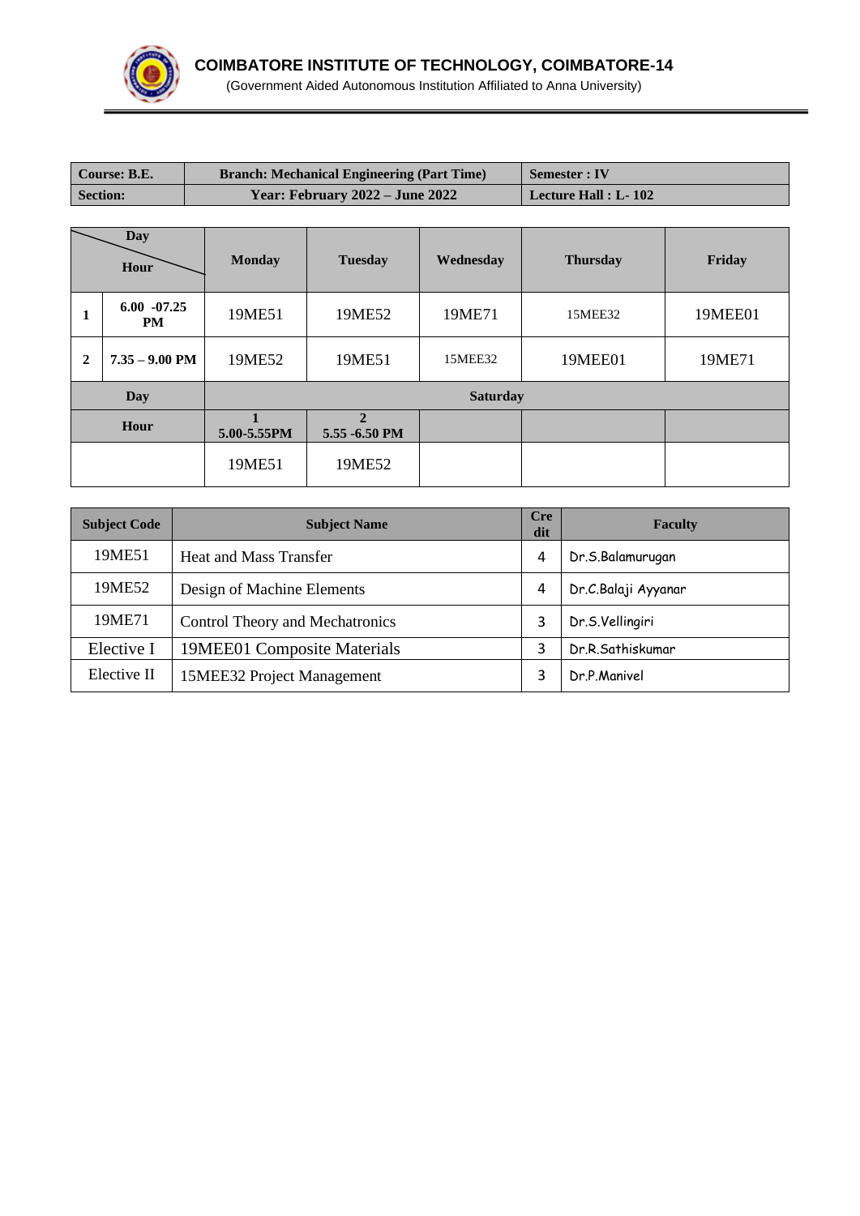# COIMBATORE INSTITUTE OF TECHNOLOGY, COIMBATORE-14

(Government Aided Autonomous Institution Affiliated to Anna University)

| Course: B.E. | Branch: Mechanical Engineering (Part Time) | Semester : IV |
|---|---|---|
| Section: | Year: February 2022 – June 2022 | Lecture Hall : L- 102 |

| Day / Hour | | Monday | Tuesday | Wednesday | Thursday | Friday |
|---|---|---|---|---|---|---|
| 1 | 6.00 -07.25 PM | 19ME51 | 19ME52 | 19ME71 | 15MEE32 | 19MEE01 |
| 2 | 7.35 – 9.00 PM | 19ME52 | 19ME51 | 15MEE32 | 19MEE01 | 19ME71 |
| Day | | Saturday | | | | |
| Hour | | 1<br>5.00-5.55PM | 2<br>5.55 -6.50 PM | | | |
| | | 19ME51 | 19ME52 | | | |

| Subject Code | Subject Name | Credit | Faculty |
|---|---|---|---|
| 19ME51 | Heat and Mass Transfer | 4 | Dr.S.Balamurugan |
| 19ME52 | Design of Machine Elements | 4 | Dr.C.Balaji Ayyanar |
| 19ME71 | Control Theory and Mechatronics | 3 | Dr.S.Vellingiri |
| Elective I | 19MEE01 Composite Materials | 3 | Dr.R.Sathiskumar |
| Elective II | 15MEE32 Project Management | 3 | Dr.P.Manivel |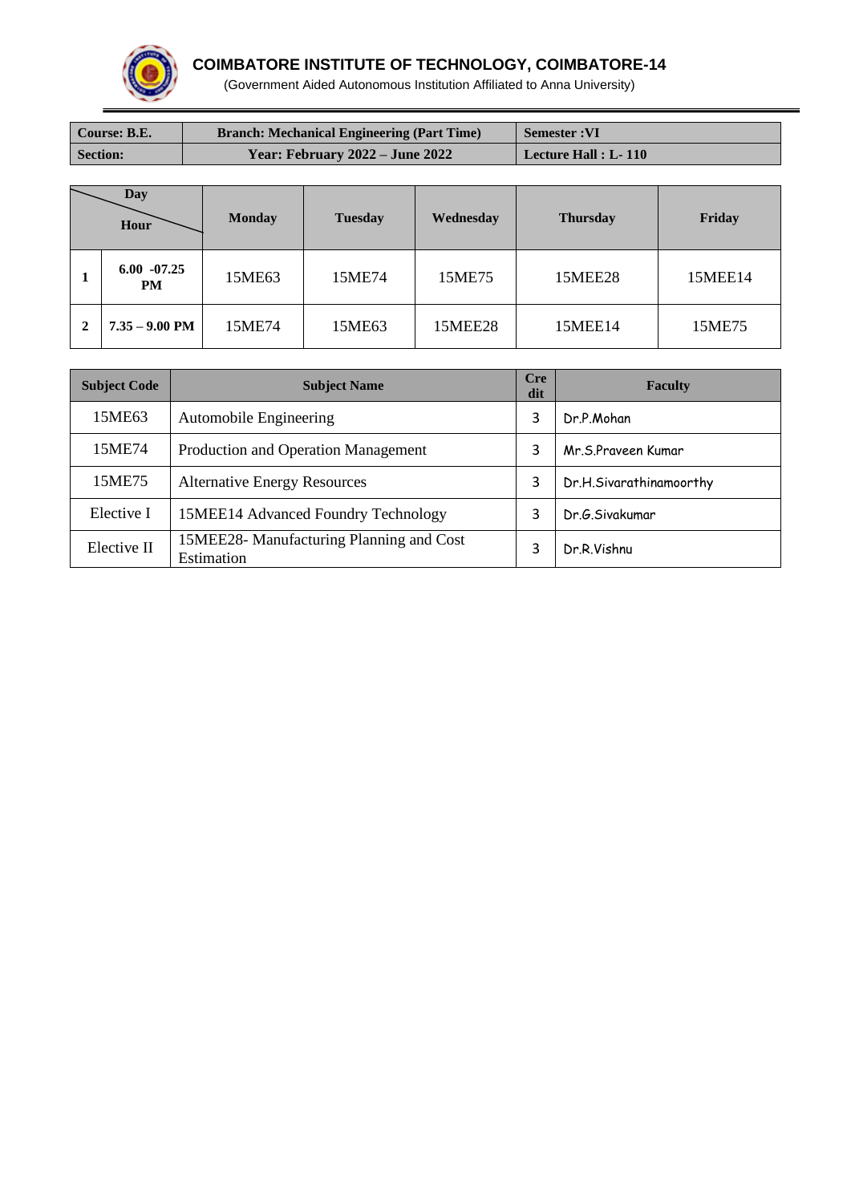## COIMBATORE INSTITUTE OF TECHNOLOGY, COIMBATORE-14

(Government Aided Autonomous Institution Affiliated to Anna University)

| Course: B.E. | Branch: Mechanical Engineering (Part Time) | Semester :VI |
|---|---|---|
| Section: | Year: February 2022 – June 2022 | Lecture Hall : L- 110 |

| Day / Hour | | Monday | Tuesday | Wednesday | Thursday | Friday |
|---|---|---|---|---|---|---|
| 1 | 6.00 -07.25 PM | 15ME63 | 15ME74 | 15ME75 | 15MEE28 | 15MEE14 |
| 2 | 7.35 – 9.00 PM | 15ME74 | 15ME63 | 15MEE28 | 15MEE14 | 15ME75 |

| Subject Code | Subject Name | Credit | Faculty |
|---|---|---|---|
| 15ME63 | Automobile Engineering | 3 | Dr.P.Mohan |
| 15ME74 | Production and Operation Management | 3 | Mr.S.Praveen Kumar |
| 15ME75 | Alternative Energy Resources | 3 | Dr.H.Sivarathinamoorthy |
| Elective I | 15MEE14 Advanced Foundry Technology | 3 | Dr.G.Sivakumar |
| Elective II | 15MEE28- Manufacturing Planning and Cost Estimation | 3 | Dr.R.Vishnu |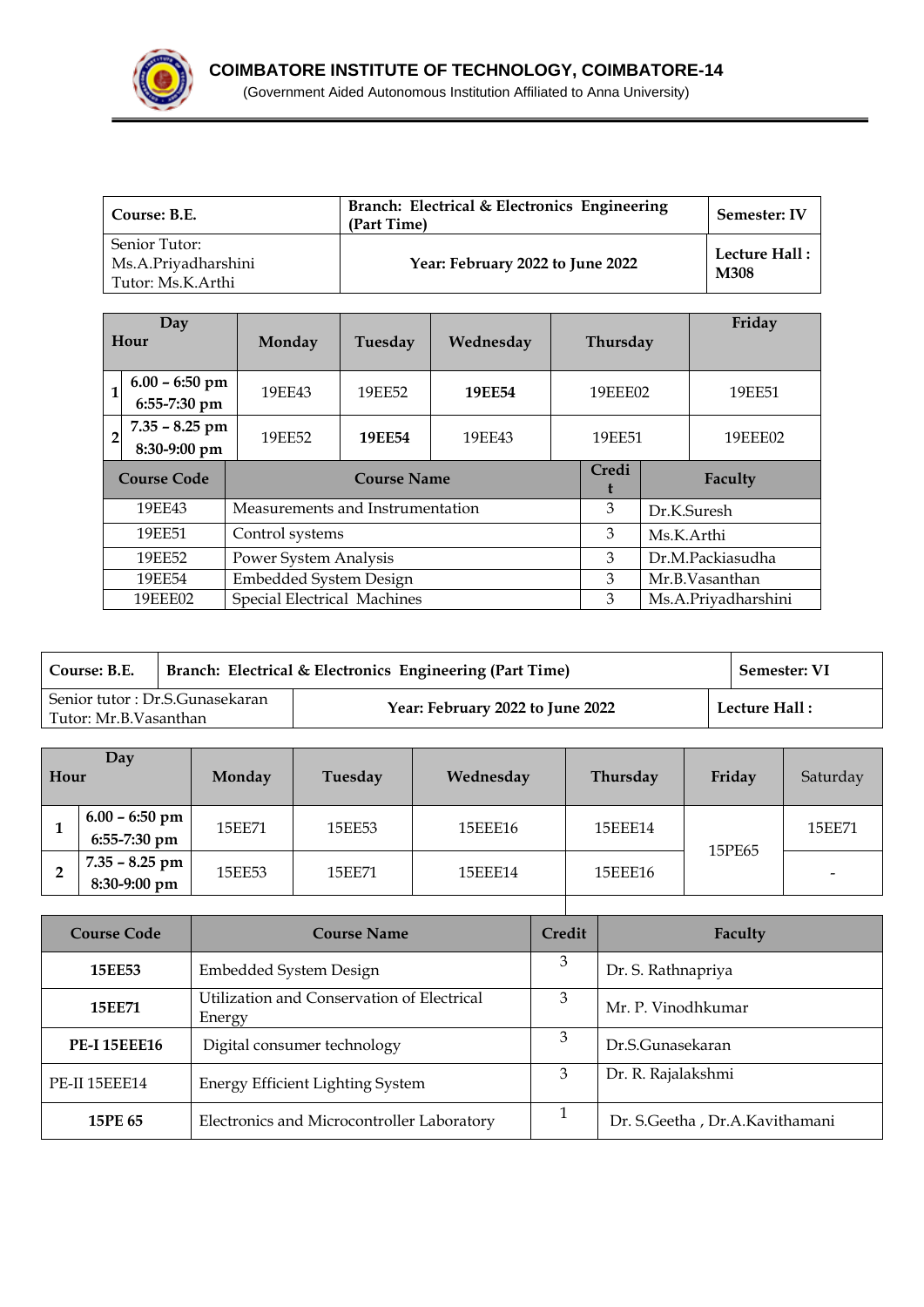**COIMBATORE INSTITUTE OF TECHNOLOGY, COIMBATORE-14**

(Government Aided Autonomous Institution Affiliated to Anna University)

| | | |
|---|---|---|
| **Course: B.E.** | **Branch: Electrical & Electronics Engineering (Part Time)** | **Semester: IV** |
| Senior Tutor: Ms.A.Priyadharshini<br>Tutor: Ms.K.Arthi | **Year: February 2022 to June 2022** | **Lecture Hall : M308** |

| **Hour** | **Day** | **Monday** | **Tuesday** | **Wednesday** | **Thursday** | **Friday** |
|---|---|---|---|---|---|---|
| **1** | **6.00 – 6:50 pm<br>6:55-7:30 pm** | 19EE43 | 19EE52 | **19EE54** | 19EEE02 | 19EE51 |
| **2** | **7.35 – 8.25 pm<br>8:30-9:00 pm** | 19EE52 | **19EE54** | 19EE43 | 19EE51 | 19EEE02 |

| **Course Code** | **Course Name** | **Credit** | **Faculty** |
|---|---|---|---|
| 19EE43 | Measurements and Instrumentation | 3 | Dr.K.Suresh |
| 19EE51 | Control systems | 3 | Ms.K.Arthi |
| 19EE52 | Power System Analysis | 3 | Dr.M.Packiasudha |
| 19EE54 | Embedded System Design | 3 | Mr.B.Vasanthan |
| 19EEE02 | Special Electrical Machines | 3 | Ms.A.Priyadharshini |

| | | |
|---|---|---|
| **Course: B.E.** | **Branch: Electrical & Electronics Engineering (Part Time)** | **Semester: VI** |
| Senior tutor : Dr.S.Gunasekaran<br>Tutor: Mr.B.Vasanthan | **Year: February 2022 to June 2022** | **Lecture Hall :** |

| **Hour** | **Day** | **Monday** | **Tuesday** | **Wednesday** | **Thursday** | **Friday** | Saturday |
|---|---|---|---|---|---|---|---|
| **1** | **6.00 – 6:50 pm<br>6:55-7:30 pm** | 15EE71 | 15EE53 | 15EEE16 | 15EEE14 | 15PE65 | 15EE71 |
| **2** | **7.35 – 8.25 pm<br>8:30-9:00 pm** | 15EE53 | 15EE71 | 15EEE14 | 15EEE16 | | - |

| **Course Code** | **Course Name** | **Credit** | **Faculty** |
|---|---|---|---|
| **15EE53** | Embedded System Design | 3 | Dr. S. Rathnapriya |
| **15EE71** | Utilization and Conservation of Electrical Energy | 3 | Mr. P. Vinodhkumar |
| **PE-I 15EEE16** | Digital consumer technology | 3 | Dr.S.Gunasekaran |
| PE-II 15EEE14 | Energy Efficient Lighting System | 3 | Dr. R. Rajalakshmi |
| **15PE 65** | Electronics and Microcontroller Laboratory | 1 | Dr. S.Geetha , Dr.A.Kavithamani |